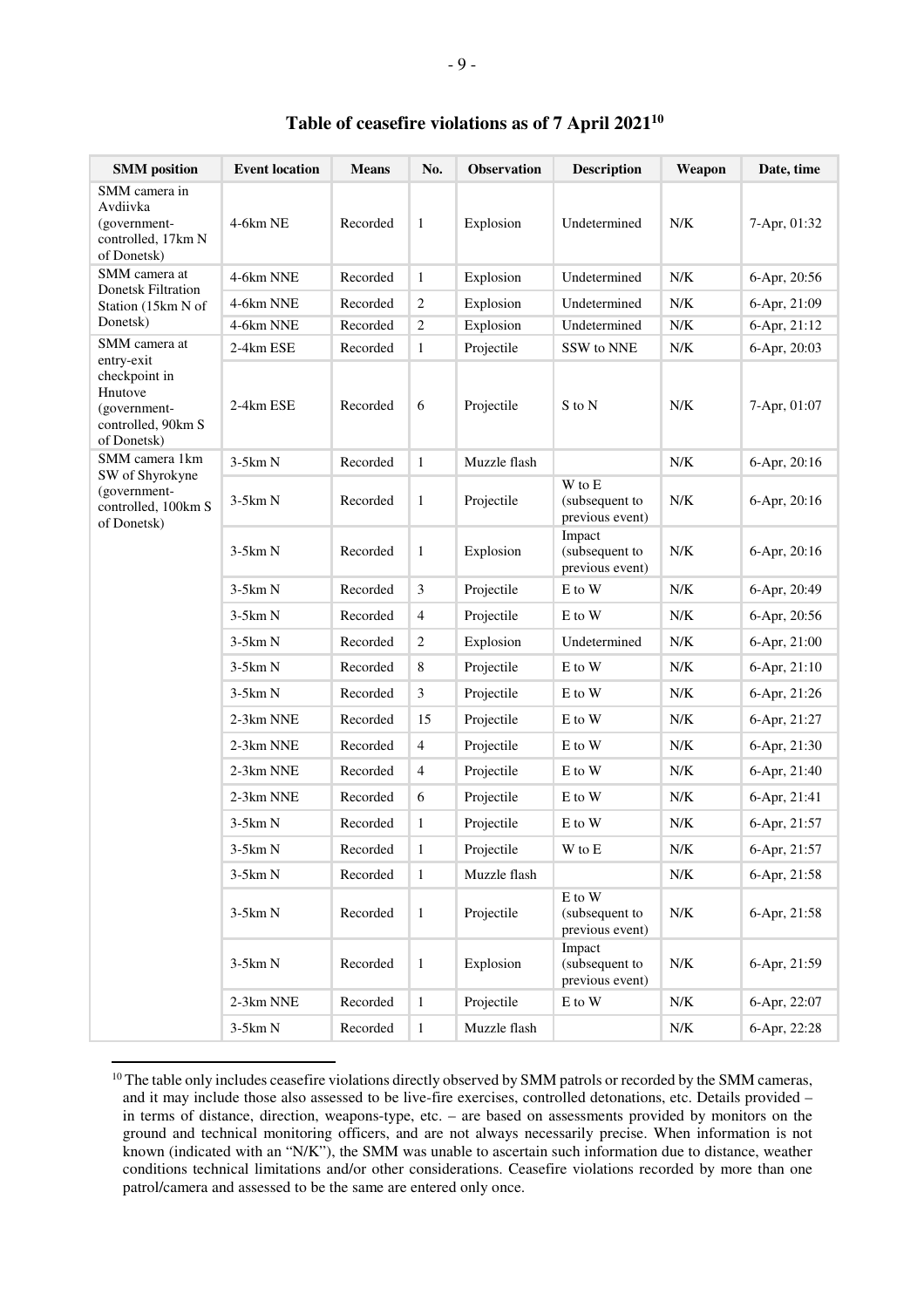## Table of ceasefire violations as of 7 April 2021[10]

| SMM position | Event location | Means | No. | Observation | Description | Weapon | Date, time |
|---|---|---|---|---|---|---|---|
| SMM camera in Avdiivka (government-controlled, 17km N of Donetsk) | 4-6km NE | Recorded | 1 | Explosion | Undetermined | N/K | 7-Apr, 01:32 |
| SMM camera at Donetsk Filtration Station (15km N of Donetsk) | 4-6km NNE | Recorded | 1 | Explosion | Undetermined | N/K | 6-Apr, 20:56 |
| | 4-6km NNE | Recorded | 2 | Explosion | Undetermined | N/K | 6-Apr, 21:09 |
| | 4-6km NNE | Recorded | 2 | Explosion | Undetermined | N/K | 6-Apr, 21:12 |
| SMM camera at entry-exit checkpoint in Hnutove (government-controlled, 90km S of Donetsk) | 2-4km ESE | Recorded | 1 | Projectile | SSW to NNE | N/K | 6-Apr, 20:03 |
| | 2-4km ESE | Recorded | 6 | Projectile | S to N | N/K | 7-Apr, 01:07 |
| SMM camera 1km SW of Shyrokyne (government-controlled, 100km S of Donetsk) | 3-5km N | Recorded | 1 | Muzzle flash | | N/K | 6-Apr, 20:16 |
| | 3-5km N | Recorded | 1 | Projectile | W to E (subsequent to previous event) | N/K | 6-Apr, 20:16 |
| | 3-5km N | Recorded | 1 | Explosion | Impact (subsequent to previous event) | N/K | 6-Apr, 20:16 |
| | 3-5km N | Recorded | 3 | Projectile | E to W | N/K | 6-Apr, 20:49 |
| | 3-5km N | Recorded | 4 | Projectile | E to W | N/K | 6-Apr, 20:56 |
| | 3-5km N | Recorded | 2 | Explosion | Undetermined | N/K | 6-Apr, 21:00 |
| | 3-5km N | Recorded | 8 | Projectile | E to W | N/K | 6-Apr, 21:10 |
| | 3-5km N | Recorded | 3 | Projectile | E to W | N/K | 6-Apr, 21:26 |
| | 2-3km NNE | Recorded | 15 | Projectile | E to W | N/K | 6-Apr, 21:27 |
| | 2-3km NNE | Recorded | 4 | Projectile | E to W | N/K | 6-Apr, 21:30 |
| | 2-3km NNE | Recorded | 4 | Projectile | E to W | N/K | 6-Apr, 21:40 |
| | 2-3km NNE | Recorded | 6 | Projectile | E to W | N/K | 6-Apr, 21:41 |
| | 3-5km N | Recorded | 1 | Projectile | E to W | N/K | 6-Apr, 21:57 |
| | 3-5km N | Recorded | 1 | Projectile | W to E | N/K | 6-Apr, 21:57 |
| | 3-5km N | Recorded | 1 | Muzzle flash | | N/K | 6-Apr, 21:58 |
| | 3-5km N | Recorded | 1 | Projectile | E to W (subsequent to previous event) | N/K | 6-Apr, 21:58 |
| | 3-5km N | Recorded | 1 | Explosion | Impact (subsequent to previous event) | N/K | 6-Apr, 21:59 |
| | 2-3km NNE | Recorded | 1 | Projectile | E to W | N/K | 6-Apr, 22:07 |
| | 3-5km N | Recorded | 1 | Muzzle flash | | N/K | 6-Apr, 22:28 |

[10] The table only includes ceasefire violations directly observed by SMM patrols or recorded by the SMM cameras, and it may include those also assessed to be live-fire exercises, controlled detonations, etc. Details provided – in terms of distance, direction, weapons-type, etc. – are based on assessments provided by monitors on the ground and technical monitoring officers, and are not always necessarily precise. When information is not known (indicated with an "N/K"), the SMM was unable to ascertain such information due to distance, weather conditions technical limitations and/or other considerations. Ceasefire violations recorded by more than one patrol/camera and assessed to be the same are entered only once.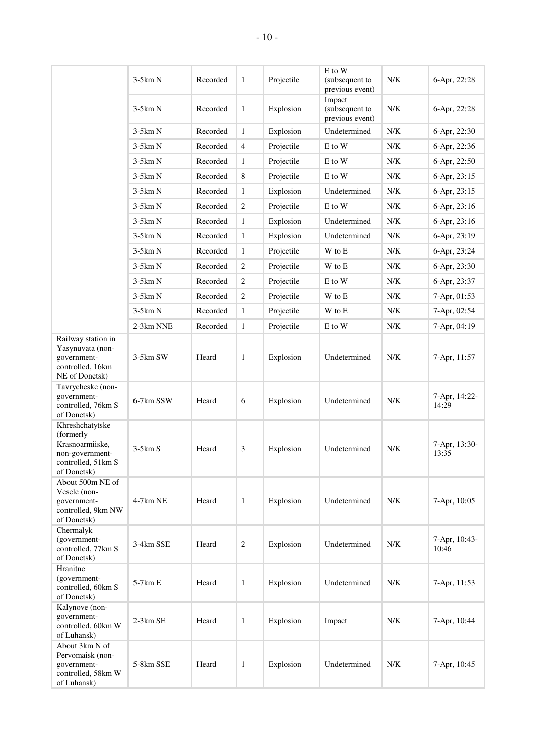| | | | | | | | |
|---|---|---|---|---|---|---|---|
| | 3-5km N | Recorded | 1 | Projectile | E to W (subsequent to previous event) | N/K | 6-Apr, 22:28 |
| | 3-5km N | Recorded | 1 | Explosion | Impact (subsequent to previous event) | N/K | 6-Apr, 22:28 |
| | 3-5km N | Recorded | 1 | Explosion | Undetermined | N/K | 6-Apr, 22:30 |
| | 3-5km N | Recorded | 4 | Projectile | E to W | N/K | 6-Apr, 22:36 |
| | 3-5km N | Recorded | 1 | Projectile | E to W | N/K | 6-Apr, 22:50 |
| | 3-5km N | Recorded | 8 | Projectile | E to W | N/K | 6-Apr, 23:15 |
| | 3-5km N | Recorded | 1 | Explosion | Undetermined | N/K | 6-Apr, 23:15 |
| | 3-5km N | Recorded | 2 | Projectile | E to W | N/K | 6-Apr, 23:16 |
| | 3-5km N | Recorded | 1 | Explosion | Undetermined | N/K | 6-Apr, 23:16 |
| | 3-5km N | Recorded | 1 | Explosion | Undetermined | N/K | 6-Apr, 23:19 |
| | 3-5km N | Recorded | 1 | Projectile | W to E | N/K | 6-Apr, 23:24 |
| | 3-5km N | Recorded | 2 | Projectile | W to E | N/K | 6-Apr, 23:30 |
| | 3-5km N | Recorded | 2 | Projectile | E to W | N/K | 6-Apr, 23:37 |
| | 3-5km N | Recorded | 2 | Projectile | W to E | N/K | 7-Apr, 01:53 |
| | 3-5km N | Recorded | 1 | Projectile | W to E | N/K | 7-Apr, 02:54 |
| | 2-3km NNE | Recorded | 1 | Projectile | E to W | N/K | 7-Apr, 04:19 |
| Railway station in Yasynuvata (non-government-controlled, 16km NE of Donetsk) | 3-5km SW | Heard | 1 | Explosion | Undetermined | N/K | 7-Apr, 11:57 |
| Tavrycheske (non-government-controlled, 76km S of Donetsk) | 6-7km SSW | Heard | 6 | Explosion | Undetermined | N/K | 7-Apr, 14:22-14:29 |
| Khreshchatytske (formerly Krasnoarmiiske, non-government-controlled, 51km S of Donetsk) | 3-5km S | Heard | 3 | Explosion | Undetermined | N/K | 7-Apr, 13:30-13:35 |
| About 500m NE of Vesele (non-government-controlled, 9km NW of Donetsk) | 4-7km NE | Heard | 1 | Explosion | Undetermined | N/K | 7-Apr, 10:05 |
| Chermalyk (government-controlled, 77km S of Donetsk) | 3-4km SSE | Heard | 2 | Explosion | Undetermined | N/K | 7-Apr, 10:43-10:46 |
| Hranitne (government-controlled, 60km S of Donetsk) | 5-7km E | Heard | 1 | Explosion | Undetermined | N/K | 7-Apr, 11:53 |
| Kalynove (non-government-controlled, 60km W of Luhansk) | 2-3km SE | Heard | 1 | Explosion | Impact | N/K | 7-Apr, 10:44 |
| About 3km N of Pervomaisk (non-government-controlled, 58km W of Luhansk) | 5-8km SSE | Heard | 1 | Explosion | Undetermined | N/K | 7-Apr, 10:45 |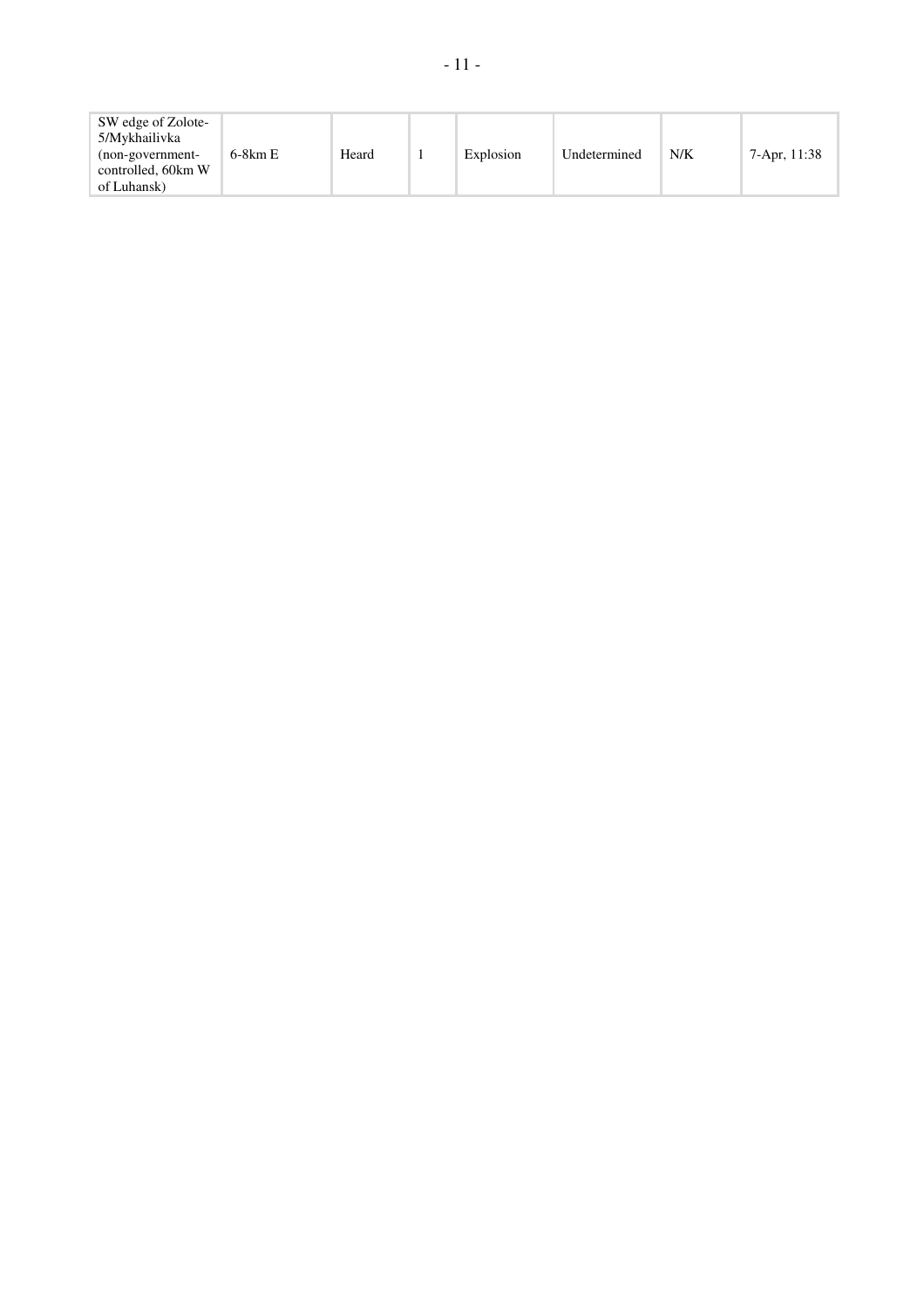| | | | | | | | |
|---|---|---|---|---|---|---|---|
| SW edge of Zolote-5/Mykhailivka (non-government-controlled, 60km W of Luhansk) | 6-8km E | Heard | 1 | Explosion | Undetermined | N/K | 7-Apr, 11:38 |